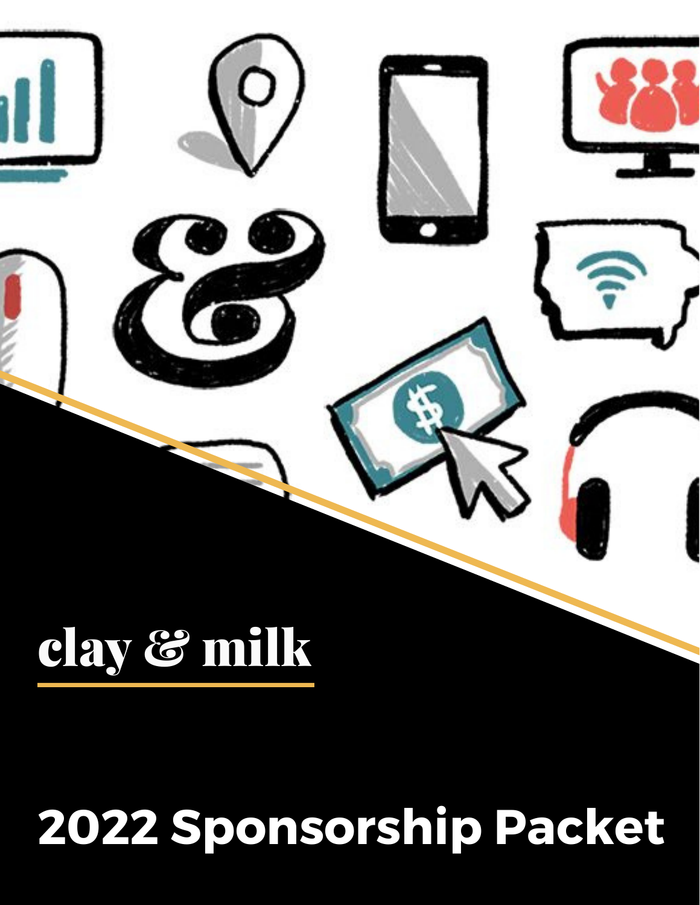# clay & milk

# 2022 Sponsorship Packet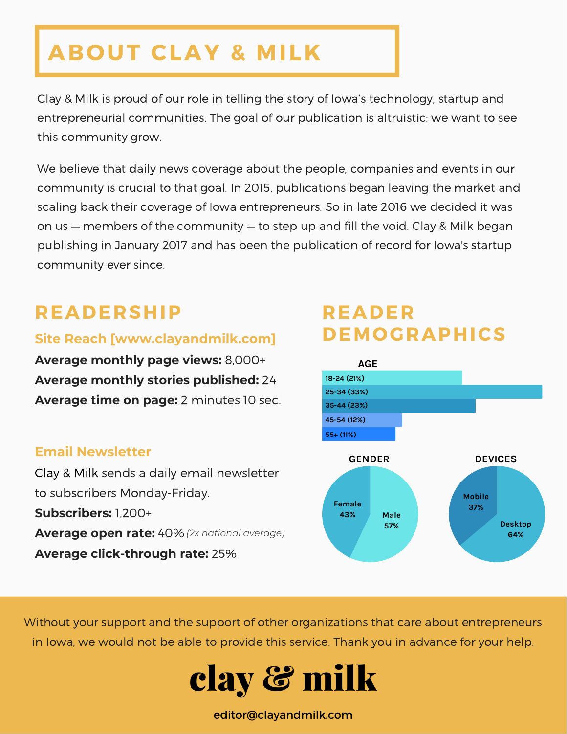# ABOUT CLAY & MILK

Clay & Milk is proud of our role in telling the story of Iowa's technology, startup and entrepreneurial communities. The goal of our publication is altruistic: we want to see this community grow.

We believe that daily news coverage about the people, companies and events in our community is crucial to that goal. In 2015, publications began leaving the market and scaling back their coverage of Iowa entrepreneurs. So in late 2016 we decided it was on us — members of the community — to step up and fill the void. Clay & Milk began publishing in January 2017 and has been the publication of record for Iowa's startup community ever since.

## READERSHIP

### Site Reach [www.clayandmilk.com]

**Average monthly page views:** 8,000+
**Average monthly stories published:** 24
**Average time on page:** 2 minutes 10 sec.

### Email Newsletter

Clay & Milk sends a daily email newsletter to subscribers Monday-Friday.
**Subscribers:** 1,200+
**Average open rate:** 40% *(2x national average)*
**Average click-through rate:** 25%

## READER DEMOGRAPHICS

AGE
18-24 (21%)
25-34 (33%)
35-44 (23%)
45-54 (12%)
55+ (11%)

GENDER
Female 43%
Male 57%

DEVICES
Mobile 37%
Desktop 64%

Without your support and the support of other organizations that care about entrepreneurs in Iowa, we would not be able to provide this service. Thank you in advance for your help.

**clay & milk**

editor@clayandmilk.com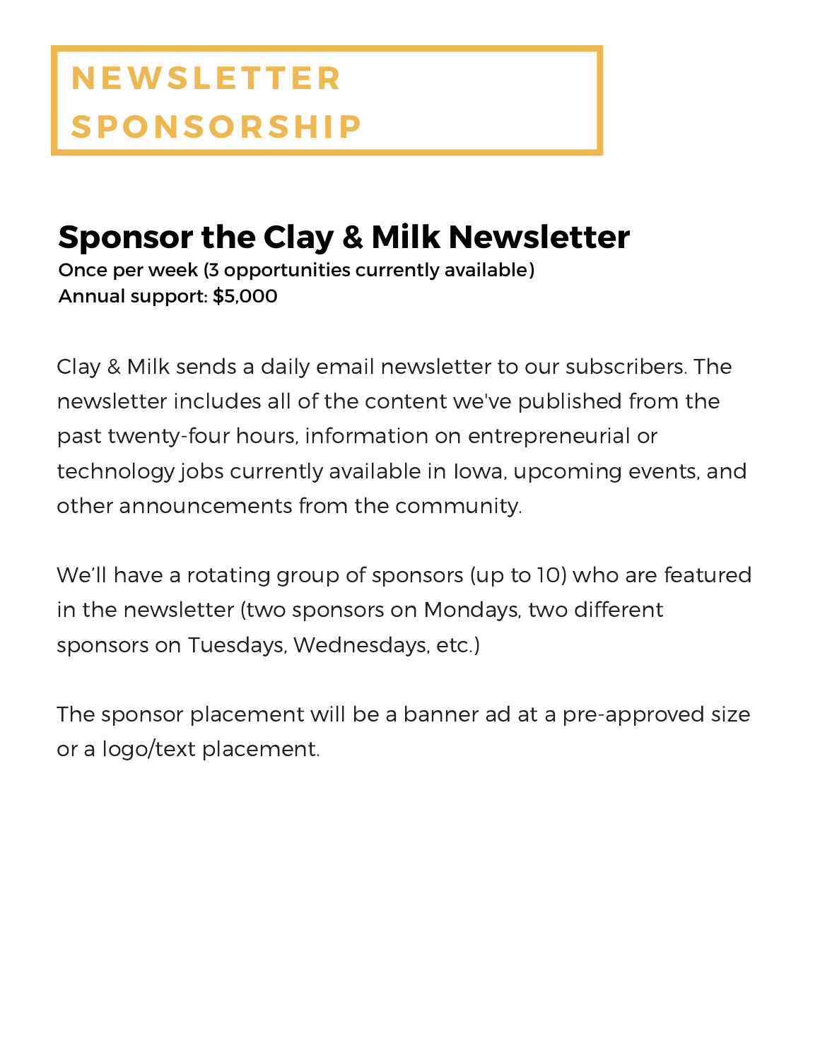# NEWSLETTER SPONSORSHIP

## Sponsor the Clay & Milk Newsletter

Once per week (3 opportunities currently available)
Annual support: $5,000

Clay & Milk sends a daily email newsletter to our subscribers. The newsletter includes all of the content we've published from the past twenty-four hours, information on entrepreneurial or technology jobs currently available in Iowa, upcoming events, and other announcements from the community.

We'll have a rotating group of sponsors (up to 10) who are featured in the newsletter (two sponsors on Mondays, two different sponsors on Tuesdays, Wednesdays, etc.)

The sponsor placement will be a banner ad at a pre-approved size or a logo/text placement.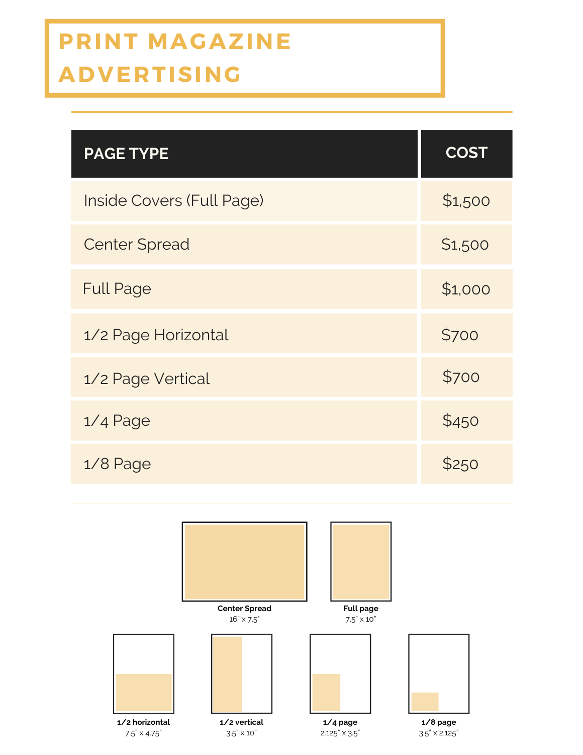# PRINT MAGAZINE ADVERTISING

| PAGE TYPE | COST |
| --- | --- |
| Inside Covers (Full Page) | $1,500 |
| Center Spread | $1,500 |
| Full Page | $1,000 |
| 1/2 Page Horizontal | $700 |
| 1/2 Page Vertical | $700 |
| 1/4 Page | $450 |
| 1/8 Page | $250 |

**Center Spread**
16" x 7.5"

**Full page**
7.5" x 10"

**1/2 horizontal**
7.5" x 4.75"

**1/2 vertical**
3.5" x 10"

**1/4 page**
2.125" x 3.5"

**1/8 page**
3.5" x 2.125"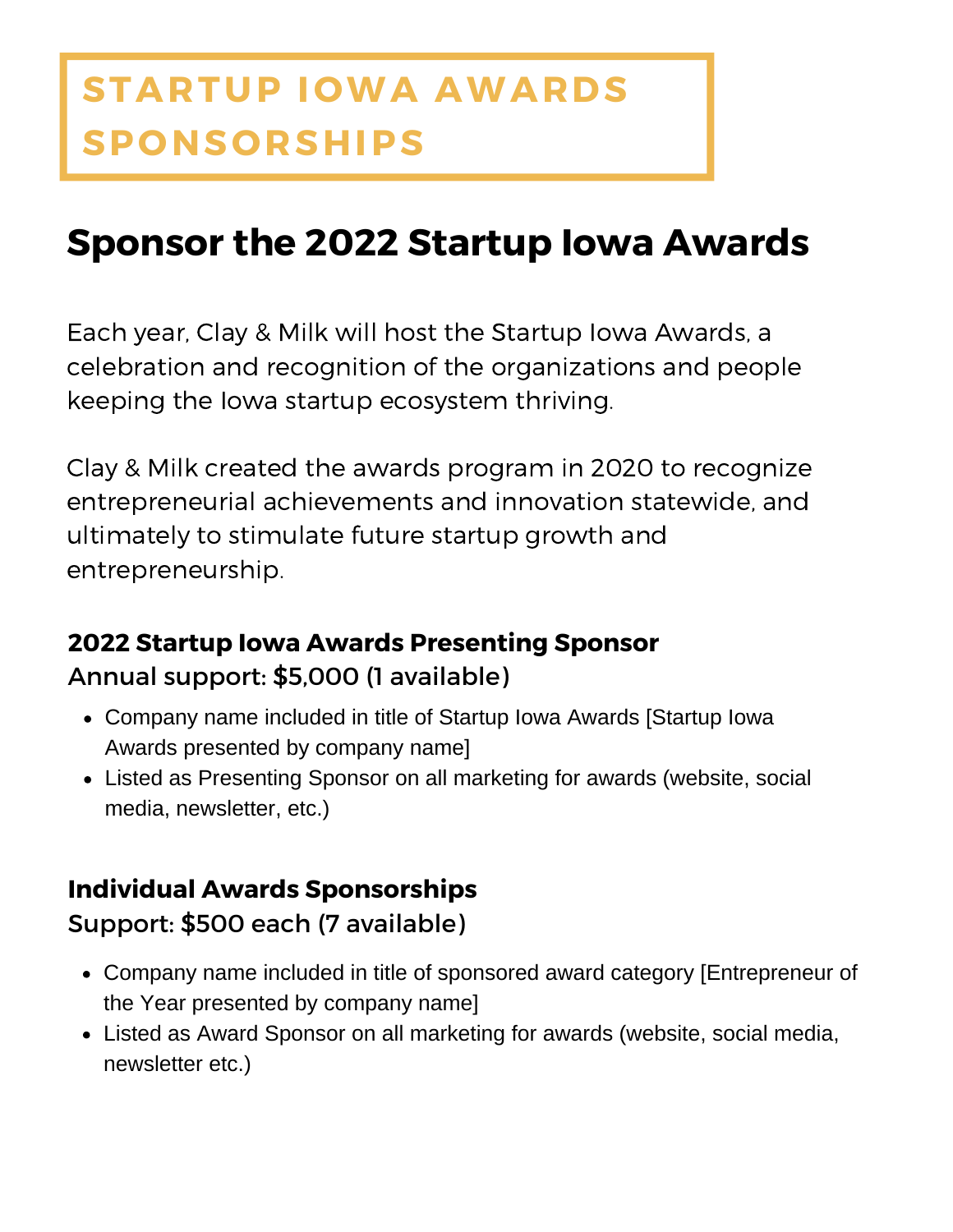# STARTUP IOWA AWARDS SPONSORSHIPS

## Sponsor the 2022 Startup Iowa Awards

Each year, Clay & Milk will host the Startup Iowa Awards, a celebration and recognition of the organizations and people keeping the Iowa startup ecosystem thriving.

Clay & Milk created the awards program in 2020 to recognize entrepreneurial achievements and innovation statewide, and ultimately to stimulate future startup growth and entrepreneurship.

### 2022 Startup Iowa Awards Presenting Sponsor

Annual support: $5,000 (1 available)

- Company name included in title of Startup Iowa Awards [Startup Iowa Awards presented by company name]
- Listed as Presenting Sponsor on all marketing for awards (website, social media, newsletter, etc.)

### Individual Awards Sponsorships

Support: $500 each (7 available)

- Company name included in title of sponsored award category [Entrepreneur of the Year presented by company name]
- Listed as Award Sponsor on all marketing for awards (website, social media, newsletter etc.)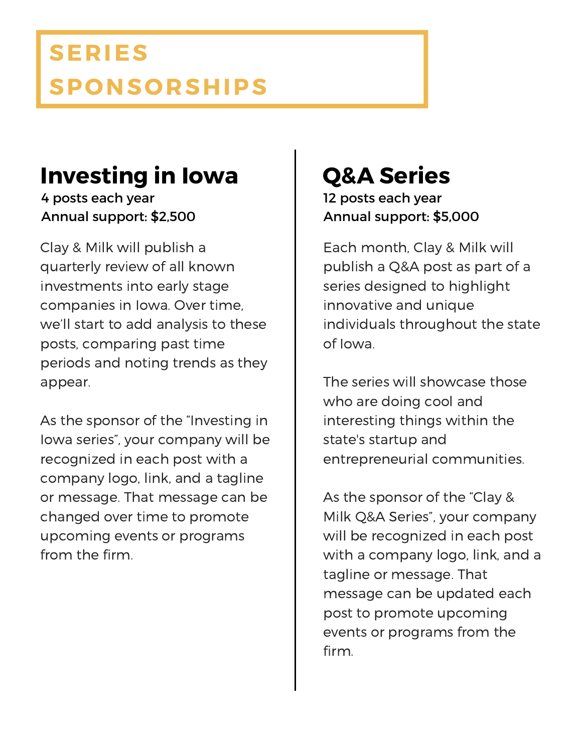# SERIES SPONSORSHIPS

## Investing in Iowa

4 posts each year
Annual support: $2,500

Clay & Milk will publish a quarterly review of all known investments into early stage companies in Iowa. Over time, we'll start to add analysis to these posts, comparing past time periods and noting trends as they appear.

As the sponsor of the "Investing in Iowa series", your company will be recognized in each post with a company logo, link, and a tagline or message. That message can be changed over time to promote upcoming events or programs from the firm.

## Q&A Series

12 posts each year
Annual support: $5,000

Each month, Clay & Milk will publish a Q&A post as part of a series designed to highlight innovative and unique individuals throughout the state of Iowa.

The series will showcase those who are doing cool and interesting things within the state's startup and entrepreneurial communities.

As the sponsor of the "Clay & Milk Q&A Series", your company will be recognized in each post with a company logo, link, and a tagline or message. That message can be updated each post to promote upcoming events or programs from the firm.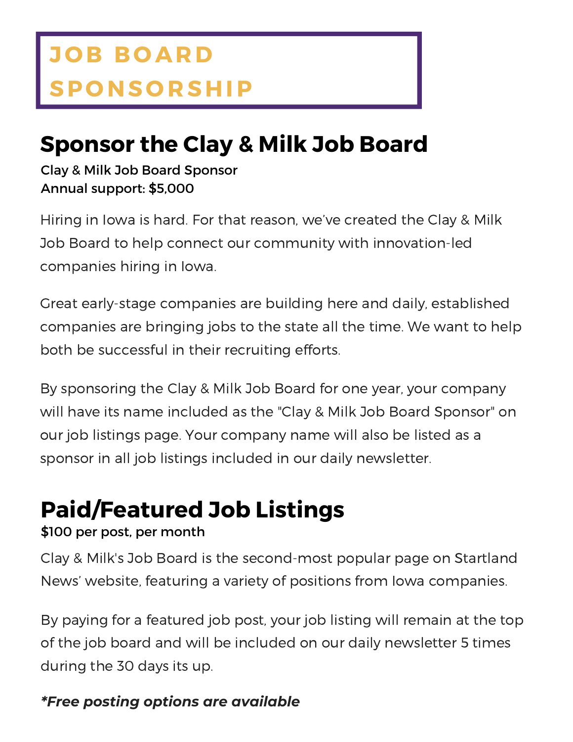# JOB BOARD SPONSORSHIP

## Sponsor the Clay & Milk Job Board

**Clay & Milk Job Board Sponsor**
**Annual support: $5,000**

Hiring in Iowa is hard. For that reason, we've created the Clay & Milk Job Board to help connect our community with innovation-led companies hiring in Iowa.

Great early-stage companies are building here and daily, established companies are bringing jobs to the state all the time. We want to help both be successful in their recruiting efforts.

By sponsoring the Clay & Milk Job Board for one year, your company will have its name included as the "Clay & Milk Job Board Sponsor" on our job listings page. Your company name will also be listed as a sponsor in all job listings included in our daily newsletter.

## Paid/Featured Job Listings

**$100 per post, per month**

Clay & Milk's Job Board is the second-most popular page on Startland News' website, featuring a variety of positions from Iowa companies.

By paying for a featured job post, your job listing will remain at the top of the job board and will be included on our daily newsletter 5 times during the 30 days its up.

***Free posting options are available***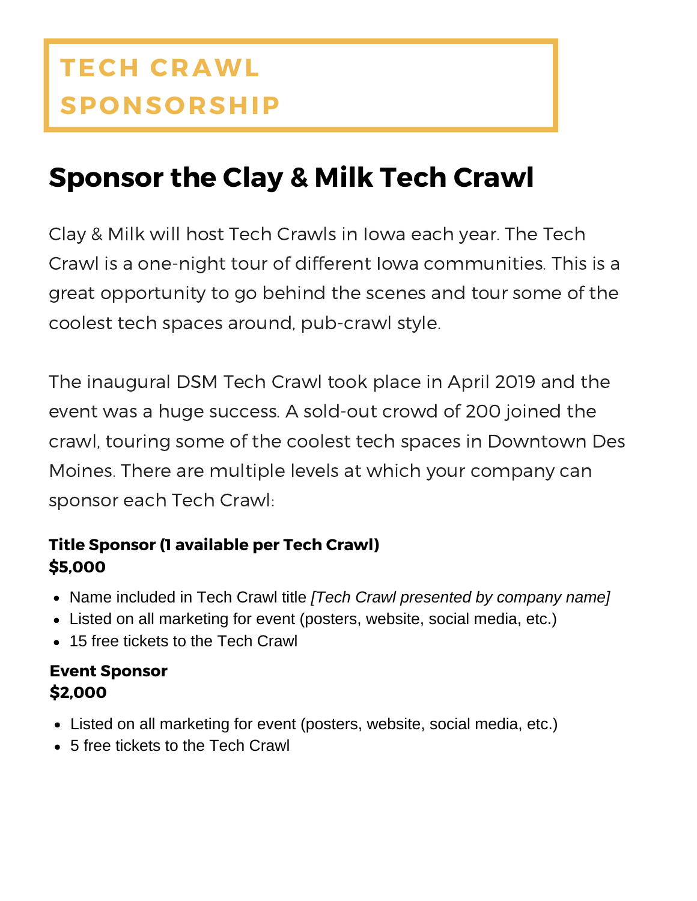# TECH CRAWL SPONSORSHIP

## Sponsor the Clay & Milk Tech Crawl

Clay & Milk will host Tech Crawls in Iowa each year. The Tech Crawl is a one-night tour of different Iowa communities. This is a great opportunity to go behind the scenes and tour some of the coolest tech spaces around, pub-crawl style.

The inaugural DSM Tech Crawl took place in April 2019 and the event was a huge success. A sold-out crowd of 200 joined the crawl, touring some of the coolest tech spaces in Downtown Des Moines. There are multiple levels at which your company can sponsor each Tech Crawl:

**Title Sponsor (1 available per Tech Crawl)**
**$5,000**

- Name included in Tech Crawl title *[Tech Crawl presented by company name]*
- Listed on all marketing for event (posters, website, social media, etc.)
- 15 free tickets to the Tech Crawl

**Event Sponsor**
**$2,000**

- Listed on all marketing for event (posters, website, social media, etc.)
- 5 free tickets to the Tech Crawl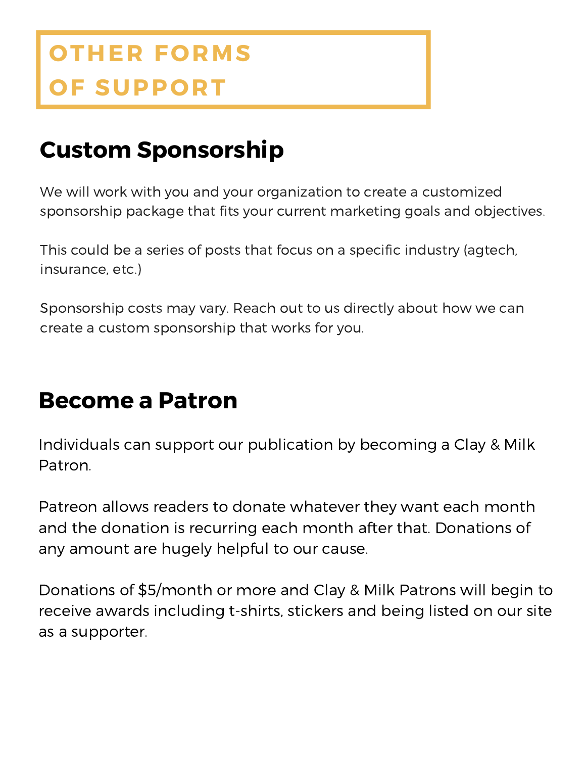# OTHER FORMS OF SUPPORT

## Custom Sponsorship

We will work with you and your organization to create a customized sponsorship package that fits your current marketing goals and objectives.

This could be a series of posts that focus on a specific industry (agtech, insurance, etc.)

Sponsorship costs may vary. Reach out to us directly about how we can create a custom sponsorship that works for you.

## Become a Patron

Individuals can support our publication by becoming a Clay & Milk Patron.

Patreon allows readers to donate whatever they want each month and the donation is recurring each month after that. Donations of any amount are hugely helpful to our cause.

Donations of $5/month or more and Clay & Milk Patrons will begin to receive awards including t-shirts, stickers and being listed on our site as a supporter.